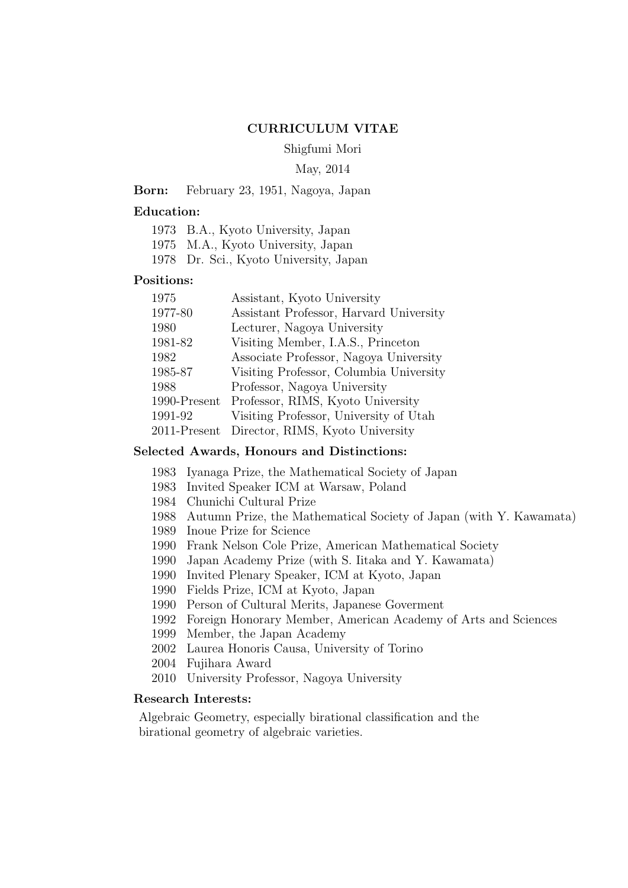# CURRICULUM VITAE

Shigfumi Mori

May, 2014

**Born:** February 23, 1951, Nagoya, Japan

**Education:**

- 1973 B.A., Kyoto University, Japan
- 1975 M.A., Kyoto University, Japan
- 1978 Dr. Sci., Kyoto University, Japan

**Positions:**

| | |
|---|---|
| 1975 | Assistant, Kyoto University |
| 1977-80 | Assistant Professor, Harvard University |
| 1980 | Lecturer, Nagoya University |
| 1981-82 | Visiting Member, I.A.S., Princeton |
| 1982 | Associate Professor, Nagoya University |
| 1985-87 | Visiting Professor, Columbia University |
| 1988 | Professor, Nagoya University |
| 1990-Present | Professor, RIMS, Kyoto University |
| 1991-92 | Visiting Professor, University of Utah |
| 2011-Present | Director, RIMS, Kyoto University |

**Selected Awards, Honours and Distinctions:**

- 1983 Iyanaga Prize, the Mathematical Society of Japan
- 1983 Invited Speaker ICM at Warsaw, Poland
- 1984 Chunichi Cultural Prize
- 1988 Autumn Prize, the Mathematical Society of Japan (with Y. Kawamata)
- 1989 Inoue Prize for Science
- 1990 Frank Nelson Cole Prize, American Mathematical Society
- 1990 Japan Academy Prize (with S. Iitaka and Y. Kawamata)
- 1990 Invited Plenary Speaker, ICM at Kyoto, Japan
- 1990 Fields Prize, ICM at Kyoto, Japan
- 1990 Person of Cultural Merits, Japanese Goverment
- 1992 Foreign Honorary Member, American Academy of Arts and Sciences
- 1999 Member, the Japan Academy
- 2002 Laurea Honoris Causa, University of Torino
- 2004 Fujihara Award
- 2010 University Professor, Nagoya University

**Research Interests:**

Algebraic Geometry, especially birational classification and the birational geometry of algebraic varieties.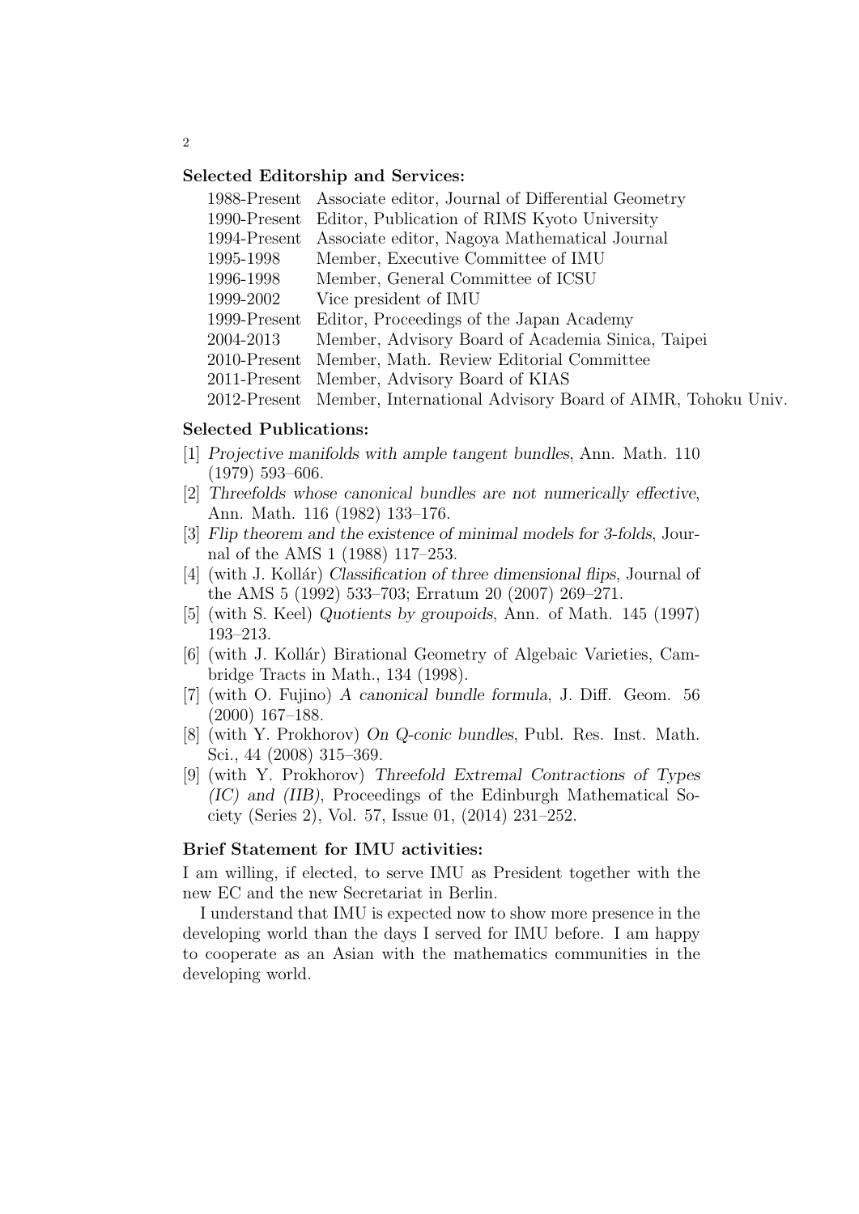**Selected Editorship and Services:**

| | |
|---|---|
| 1988-Present | Associate editor, Journal of Differential Geometry |
| 1990-Present | Editor, Publication of RIMS Kyoto University |
| 1994-Present | Associate editor, Nagoya Mathematical Journal |
| 1995-1998 | Member, Executive Committee of IMU |
| 1996-1998 | Member, General Committee of ICSU |
| 1999-2002 | Vice president of IMU |
| 1999-Present | Editor, Proceedings of the Japan Academy |
| 2004-2013 | Member, Advisory Board of Academia Sinica, Taipei |
| 2010-Present | Member, Math. Review Editorial Committee |
| 2011-Present | Member, Advisory Board of KIAS |
| 2012-Present | Member, International Advisory Board of AIMR, Tohoku Univ. |

**Selected Publications:**

[1] *Projective manifolds with ample tangent bundles*, Ann. Math. 110 (1979) 593–606.

[2] *Threefolds whose canonical bundles are not numerically effective*, Ann. Math. 116 (1982) 133–176.

[3] *Flip theorem and the existence of minimal models for 3-folds*, Journal of the AMS 1 (1988) 117–253.

[4] (with J. Kollár) *Classification of three dimensional flips*, Journal of the AMS 5 (1992) 533–703; Erratum 20 (2007) 269–271.

[5] (with S. Keel) *Quotients by groupoids*, Ann. of Math. 145 (1997) 193–213.

[6] (with J. Kollár) Birational Geometry of Algebaic Varieties, Cambridge Tracts in Math., 134 (1998).

[7] (with O. Fujino) *A canonical bundle formula*, J. Diff. Geom. 56 (2000) 167–188.

[8] (with Y. Prokhorov) *On Q-conic bundles*, Publ. Res. Inst. Math. Sci., 44 (2008) 315–369.

[9] (with Y. Prokhorov) *Threefold Extremal Contractions of Types (IC) and (IIB)*, Proceedings of the Edinburgh Mathematical Society (Series 2), Vol. 57, Issue 01, (2014) 231–252.

**Brief Statement for IMU activities:**

I am willing, if elected, to serve IMU as President together with the new EC and the new Secretariat in Berlin.

I understand that IMU is expected now to show more presence in the developing world than the days I served for IMU before. I am happy to cooperate as an Asian with the mathematics communities in the developing world.